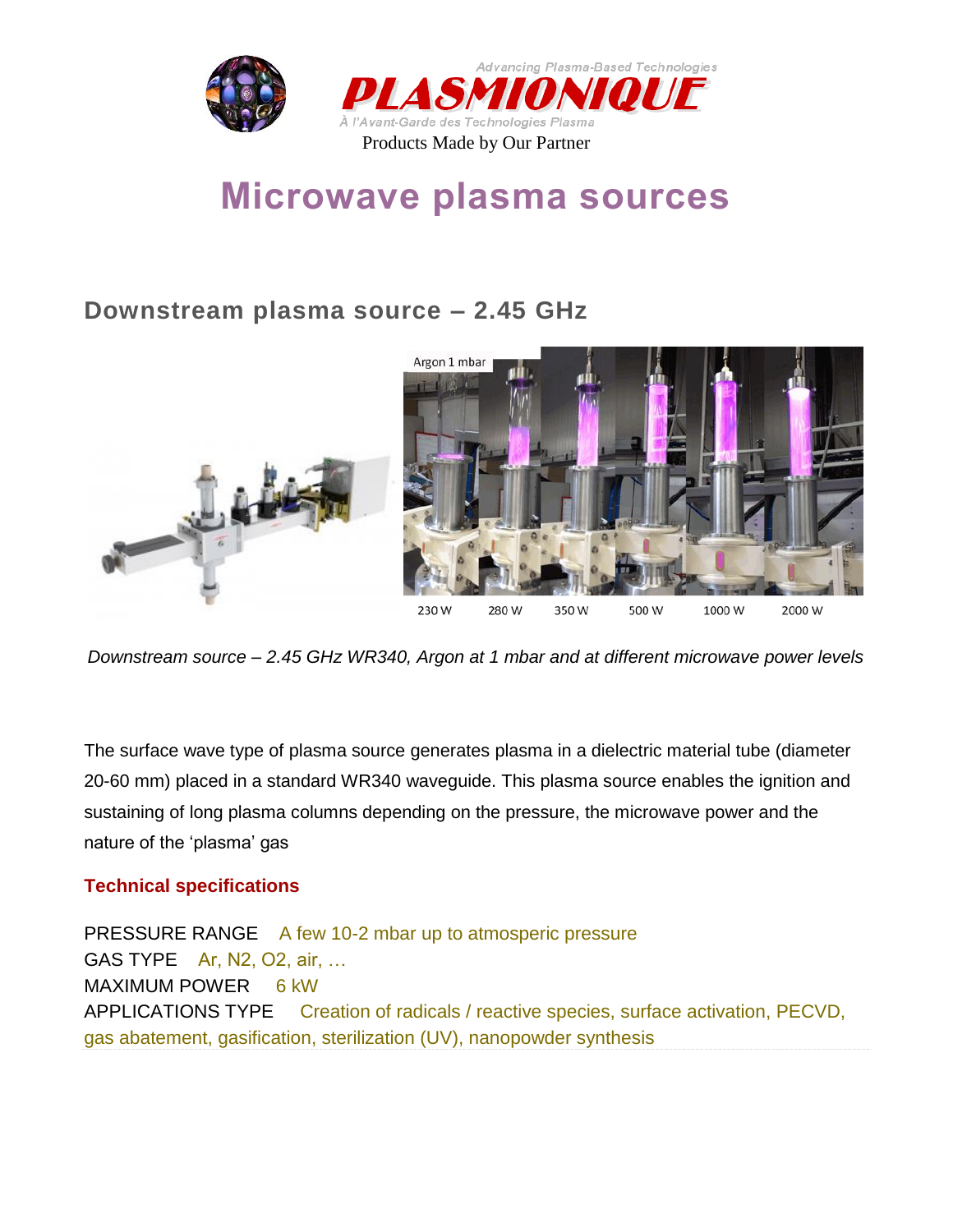Advancing Plasma-Based Technologies

**PLASMIONIQUE**

À l'Avant-Garde des Technologies Plasma

Products Made by Our Partner

# Microwave plasma sources

## Downstream plasma source – 2.45 GHz

Argon 1 mbar

230 W   280 W   350 W   500 W   1000 W   2000 W

*Downstream source – 2.45 GHz WR340, Argon at 1 mbar and at different microwave power levels*

The surface wave type of plasma source generates plasma in a dielectric material tube (diameter 20-60 mm) placed in a standard WR340 waveguide. This plasma source enables the ignition and sustaining of long plasma columns depending on the pressure, the microwave power and the nature of the 'plasma' gas

### Technical specifications

PRESSURE RANGE   A few 10-2 mbar up to atmosperic pressure
GAS TYPE   Ar, N2, O2, air, …
MAXIMUM POWER   6 kW
APPLICATIONS TYPE   Creation of radicals / reactive species, surface activation, PECVD, gas abatement, gasification, sterilization (UV), nanopowder synthesis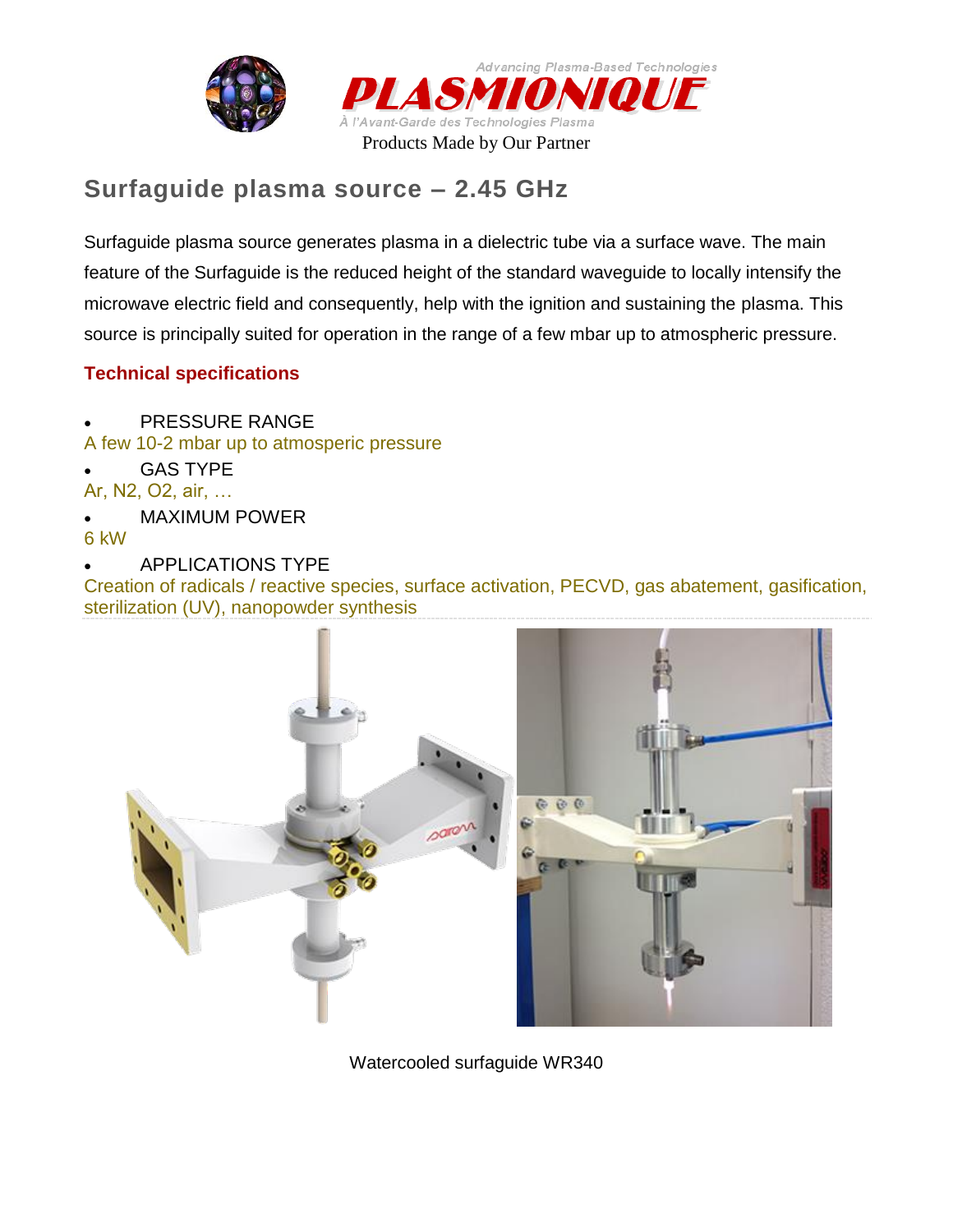Advancing Plasma-Based Technologies

# PLASMIONIQUE

À l'Avant-Garde des Technologies Plasma

Products Made by Our Partner

## Surfaguide plasma source – 2.45 GHz

Surfaguide plasma source generates plasma in a dielectric tube via a surface wave. The main feature of the Surfaguide is the reduced height of the standard waveguide to locally intensify the microwave electric field and consequently, help with the ignition and sustaining the plasma. This source is principally suited for operation in the range of a few mbar up to atmospheric pressure.

### Technical specifications

- PRESSURE RANGE

A few 10-2 mbar up to atmosperic pressure

- GAS TYPE

Ar, $N_2$, $O_2$, air, …

- MAXIMUM POWER

6 kW

- APPLICATIONS TYPE

Creation of radicals / reactive species, surface activation, PECVD, gas abatement, gasification, sterilization (UV), nanopowder synthesis

Watercooled surfaguide WR340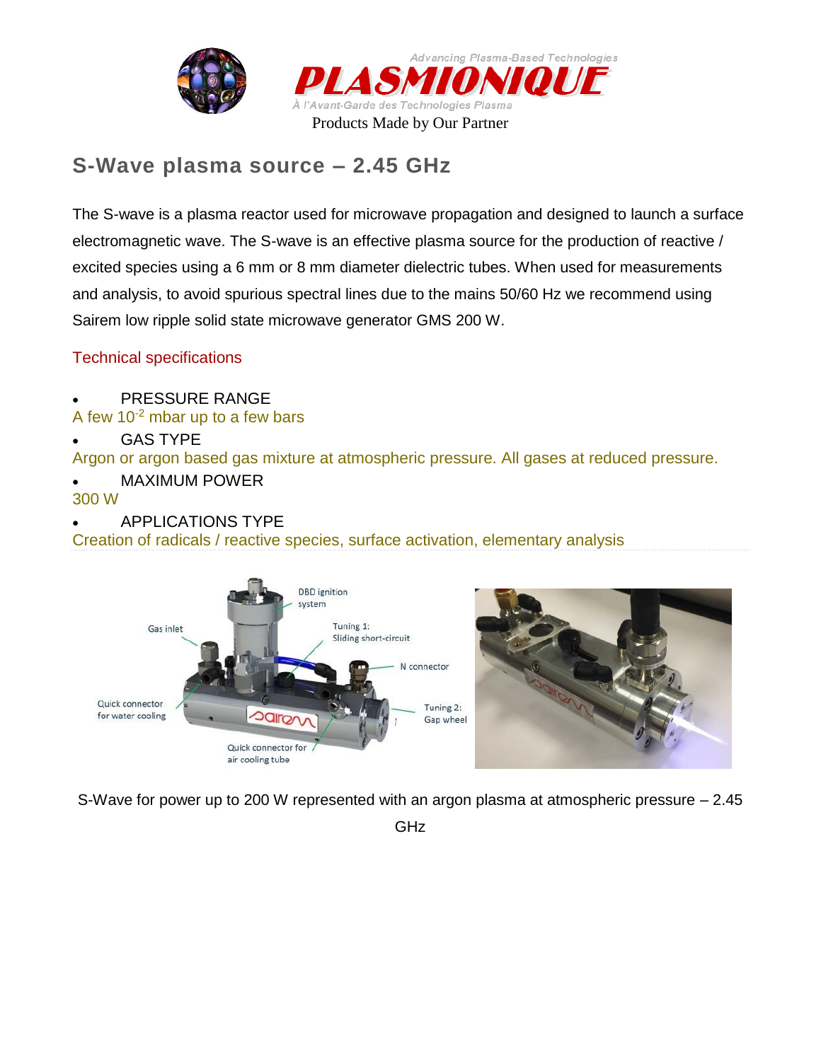Advancing Plasma-Based Technologies

**PLASMIONIQUE**

À l'Avant-Garde des Technologies Plasma

Products Made by Our Partner

## S-Wave plasma source – 2.45 GHz

The S-wave is a plasma reactor used for microwave propagation and designed to launch a surface electromagnetic wave. The S-wave is an effective plasma source for the production of reactive / excited species using a 6 mm or 8 mm diameter dielectric tubes. When used for measurements and analysis, to avoid spurious spectral lines due to the mains 50/60 Hz we recommend using Sairem low ripple solid state microwave generator GMS 200 W.

### Technical specifications

- PRESSURE RANGE

A few $10^{-2}$ mbar up to a few bars

- GAS TYPE

Argon or argon based gas mixture at atmospheric pressure. All gases at reduced pressure.

- MAXIMUM POWER

300 W

- APPLICATIONS TYPE

Creation of radicals / reactive species, surface activation, elementary analysis

DBD ignition system

Gas inlet

Tuning 1: Sliding short-circuit

N connector

Quick connector for water cooling

Tuning 2: Gap wheel

Quick connector for air cooling tube

S-Wave for power up to 200 W represented with an argon plasma at atmospheric pressure – 2.45 GHz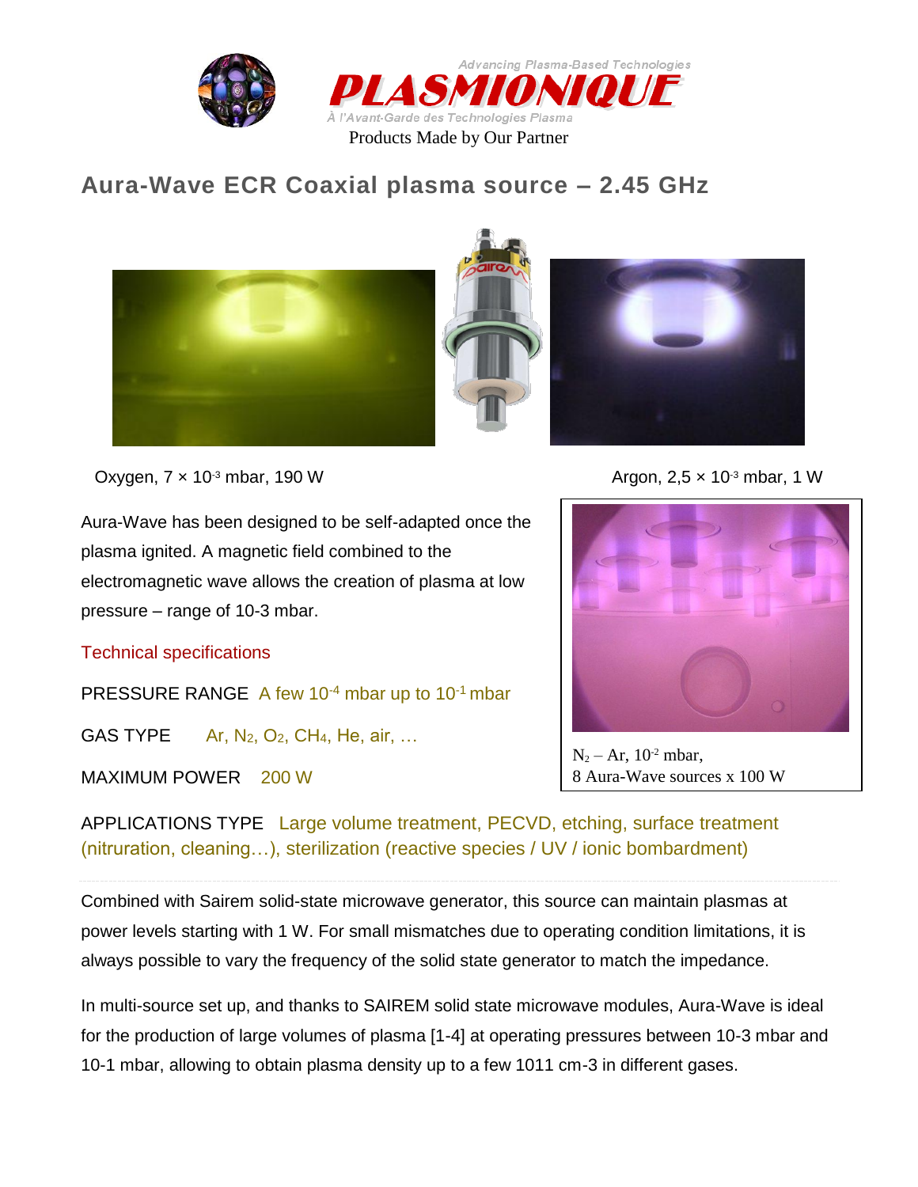Advancing Plasma-Based Technologies

**PLASMIONIQUE**

À l'Avant-Garde des Technologies Plasma

Products Made by Our Partner

## Aura-Wave ECR Coaxial plasma source – 2.45 GHz

Oxygen, 7 × $10^{-3}$ mbar, 190 W

Argon, 2,5 × $10^{-3}$ mbar, 1 W

Aura-Wave has been designed to be self-adapted once the plasma ignited. A magnetic field combined to the electromagnetic wave allows the creation of plasma at low pressure – range of 10-3 mbar.

$N_2$ – Ar, $10^{-2}$ mbar,
8 Aura-Wave sources x 100 W

### Technical specifications

PRESSURE RANGE A few $10^{-4}$ mbar up to $10^{-1}$ mbar

GAS TYPE Ar, $N_2$, $O_2$, $CH_4$, He, air, …

MAXIMUM POWER 200 W

APPLICATIONS TYPE Large volume treatment, PECVD, etching, surface treatment (nitruration, cleaning…), sterilization (reactive species / UV / ionic bombardment)

---

Combined with Sairem solid-state microwave generator, this source can maintain plasmas at power levels starting with 1 W. For small mismatches due to operating condition limitations, it is always possible to vary the frequency of the solid state generator to match the impedance.

In multi-source set up, and thanks to SAIREM solid state microwave modules, Aura-Wave is ideal for the production of large volumes of plasma [1-4] at operating pressures between 10-3 mbar and 10-1 mbar, allowing to obtain plasma density up to a few 1011 cm-3 in different gases.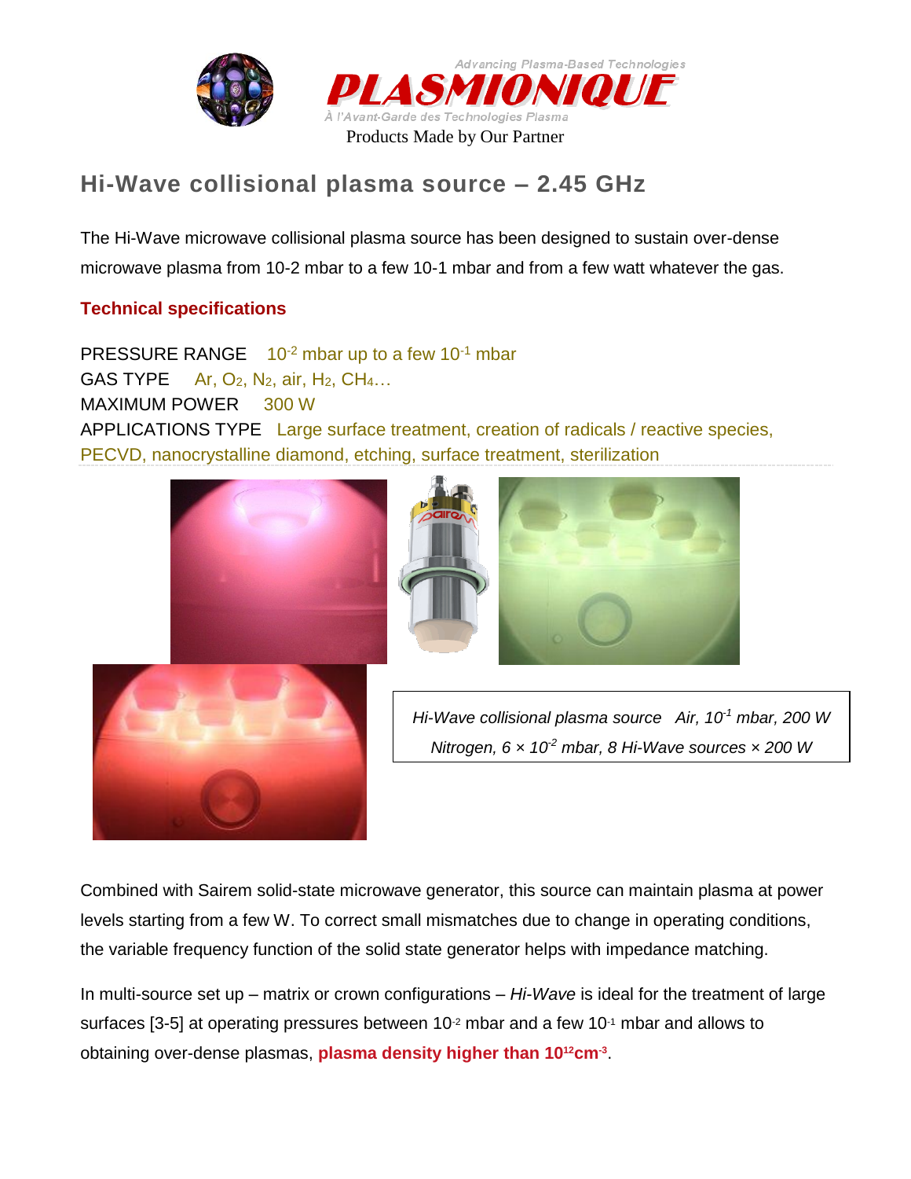Advancing Plasma-Based Technologies

# PLASMIONIQUE

À l'Avant-Garde des Technologies Plasma

Products Made by Our Partner

## Hi-Wave collisional plasma source – 2.45 GHz

The Hi-Wave microwave collisional plasma source has been designed to sustain over-dense microwave plasma from 10-2 mbar to a few 10-1 mbar and from a few watt whatever the gas.

### Technical specifications

PRESSURE RANGE $10^{-2}$ mbar up to a few $10^{-1}$ mbar

GAS TYPE Ar, $O_2$, $N_2$, air, $H_2$, $CH_4$…

MAXIMUM POWER 300 W

APPLICATIONS TYPE Large surface treatment, creation of radicals / reactive species, PECVD, nanocrystalline diamond, etching, surface treatment, sterilization

*Hi-Wave collisional plasma source Air, $10^{-1}$ mbar, 200 W*

*Nitrogen, $6 \times 10^{-2}$ mbar, 8 Hi-Wave sources × 200 W*

Combined with Sairem solid-state microwave generator, this source can maintain plasma at power levels starting from a few W. To correct small mismatches due to change in operating conditions, the variable frequency function of the solid state generator helps with impedance matching.

In multi-source set up – matrix or crown configurations – *Hi-Wave* is ideal for the treatment of large surfaces [3-5] at operating pressures between $10^{-2}$ mbar and a few $10^{-1}$ mbar and allows to obtaining over-dense plasmas, **plasma density higher than $10^{12}$cm$^{-3}$**.